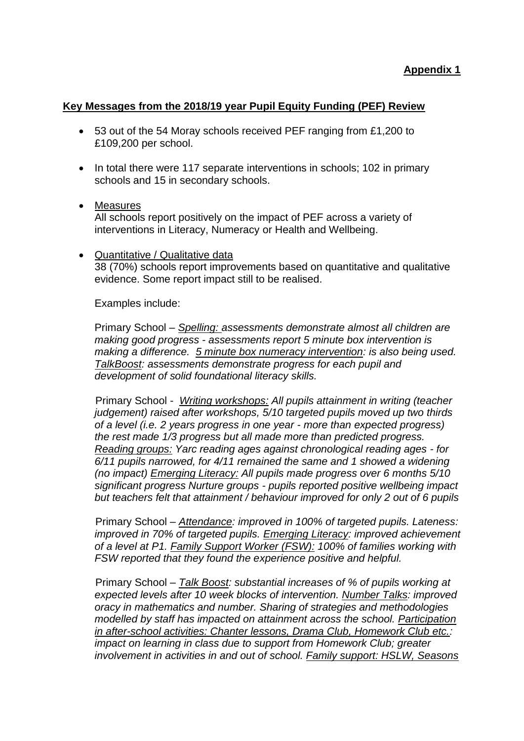**Appendix 1**

**Key Messages from the 2018/19 year Pupil Equity Funding (PEF) Review**

- 53 out of the 54 Moray schools received PEF ranging from £1,200 to £109,200 per school.

- In total there were 117 separate interventions in schools; 102 in primary schools and 15 in secondary schools.

- Measures
  All schools report positively on the impact of PEF across a variety of interventions in Literacy, Numeracy or Health and Wellbeing.

- Quantitative / Qualitative data
  38 (70%) schools report improvements based on quantitative and qualitative evidence. Some report impact still to be realised.

  Examples include:

  Primary School – *Spelling: assessments demonstrate almost all children are making good progress - assessments report 5 minute box intervention is making a difference. 5 minute box numeracy intervention: is also being used. TalkBoost: assessments demonstrate progress for each pupil and development of solid foundational literacy skills.*

  Primary School - *Writing workshops: All pupils attainment in writing (teacher judgement) raised after workshops, 5/10 targeted pupils moved up two thirds of a level (i.e. 2 years progress in one year - more than expected progress) the rest made 1/3 progress but all made more than predicted progress. Reading groups: Yarc reading ages against chronological reading ages - for 6/11 pupils narrowed, for 4/11 remained the same and 1 showed a widening (no impact) Emerging Literacy: All pupils made progress over 6 months 5/10 significant progress Nurture groups - pupils reported positive wellbeing impact but teachers felt that attainment / behaviour improved for only 2 out of 6 pupils*

  Primary School – *Attendance: improved in 100% of targeted pupils. Lateness: improved in 70% of targeted pupils. Emerging Literacy: improved achievement of a level at P1. Family Support Worker (FSW): 100% of families working with FSW reported that they found the experience positive and helpful.*

  Primary School – *Talk Boost: substantial increases of % of pupils working at expected levels after 10 week blocks of intervention. Number Talks: improved oracy in mathematics and number. Sharing of strategies and methodologies modelled by staff has impacted on attainment across the school. Participation in after-school activities: Chanter lessons, Drama Club, Homework Club etc.: impact on learning in class due to support from Homework Club; greater involvement in activities in and out of school. Family support: HSLW, Seasons*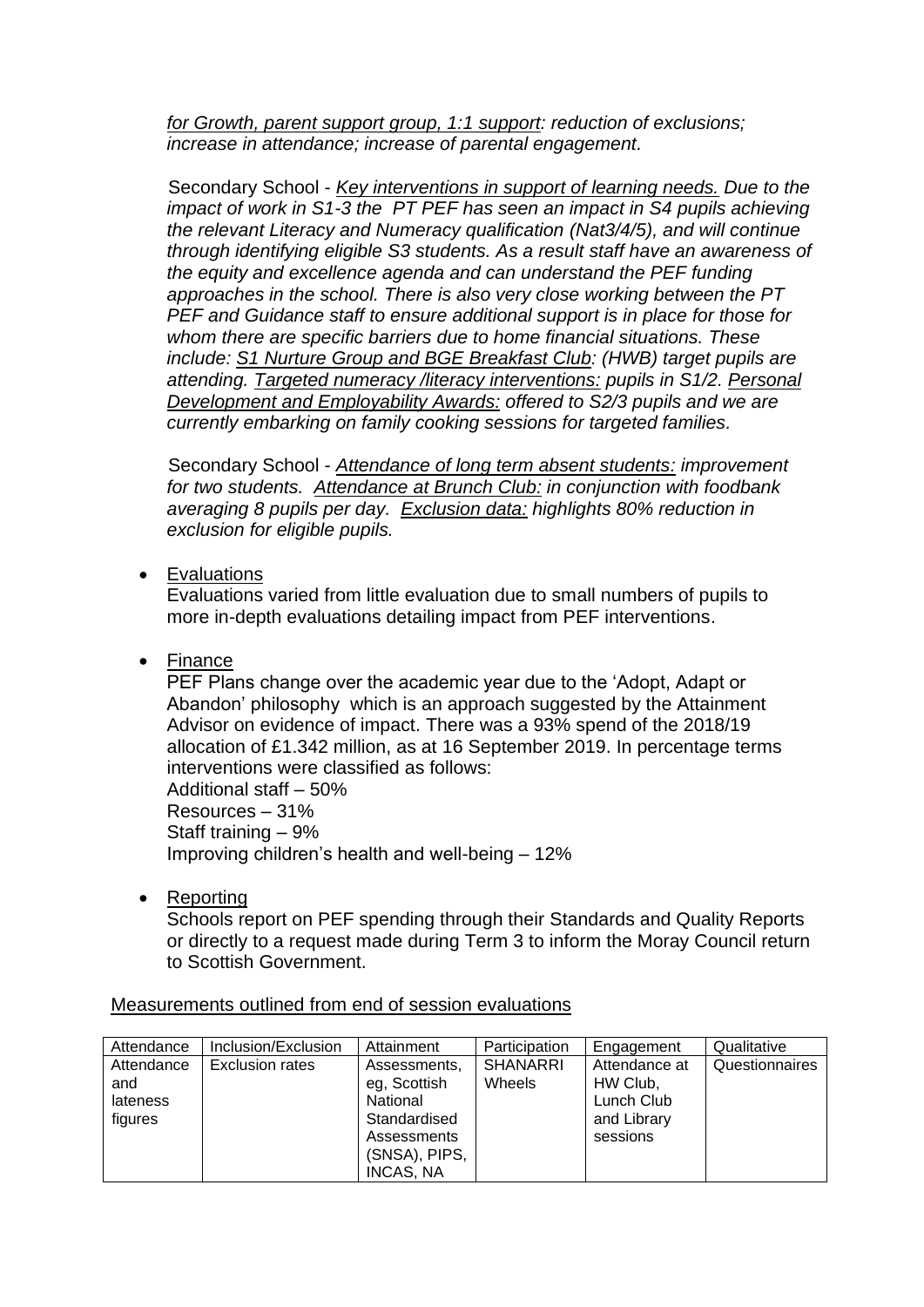*<u>for Growth, parent support group, 1:1 support</u>: reduction of exclusions; increase in attendance; increase of parental engagement.*

Secondary School - *<u>Key interventions in support of learning needs.</u> Due to the impact of work in S1-3 the PT PEF has seen an impact in S4 pupils achieving the relevant Literacy and Numeracy qualification (Nat3/4/5), and will continue through identifying eligible S3 students. As a result staff have an awareness of the equity and excellence agenda and can understand the PEF funding approaches in the school. There is also very close working between the PT PEF and Guidance staff to ensure additional support is in place for those for whom there are specific barriers due to home financial situations. These include: <u>S1 Nurture Group and BGE Breakfast Club</u>: (HWB) target pupils are attending. <u>Targeted numeracy /literacy interventions:</u> pupils in S1/2. <u>Personal Development and Employability Awards:</u> offered to S2/3 pupils and we are currently embarking on family cooking sessions for targeted families.*

Secondary School - *<u>Attendance of long term absent students:</u> improvement for two students. <u>Attendance at Brunch Club:</u> in conjunction with foodbank averaging 8 pupils per day. <u>Exclusion data:</u> highlights 80% reduction in exclusion for eligible pupils.*

- <u>Evaluations</u>
  Evaluations varied from little evaluation due to small numbers of pupils to more in-depth evaluations detailing impact from PEF interventions.

- <u>Finance</u>
  PEF Plans change over the academic year due to the 'Adopt, Adapt or Abandon' philosophy which is an approach suggested by the Attainment Advisor on evidence of impact. There was a 93% spend of the 2018/19 allocation of £1.342 million, as at 16 September 2019. In percentage terms interventions were classified as follows:
  Additional staff – 50%
  Resources – 31%
  Staff training – 9%
  Improving children's health and well-being – 12%

- <u>Reporting</u>
  Schools report on PEF spending through their Standards and Quality Reports or directly to a request made during Term 3 to inform the Moray Council return to Scottish Government.

<u>Measurements outlined from end of session evaluations</u>

| Attendance | Inclusion/Exclusion | Attainment | Participation | Engagement | Qualitative |
|---|---|---|---|---|---|
| Attendance and lateness figures | Exclusion rates | Assessments, eg, Scottish National Standardised Assessments (SNSA), PIPS, INCAS, NA | SHANARRI Wheels | Attendance at HW Club, Lunch Club and Library sessions | Questionnaires |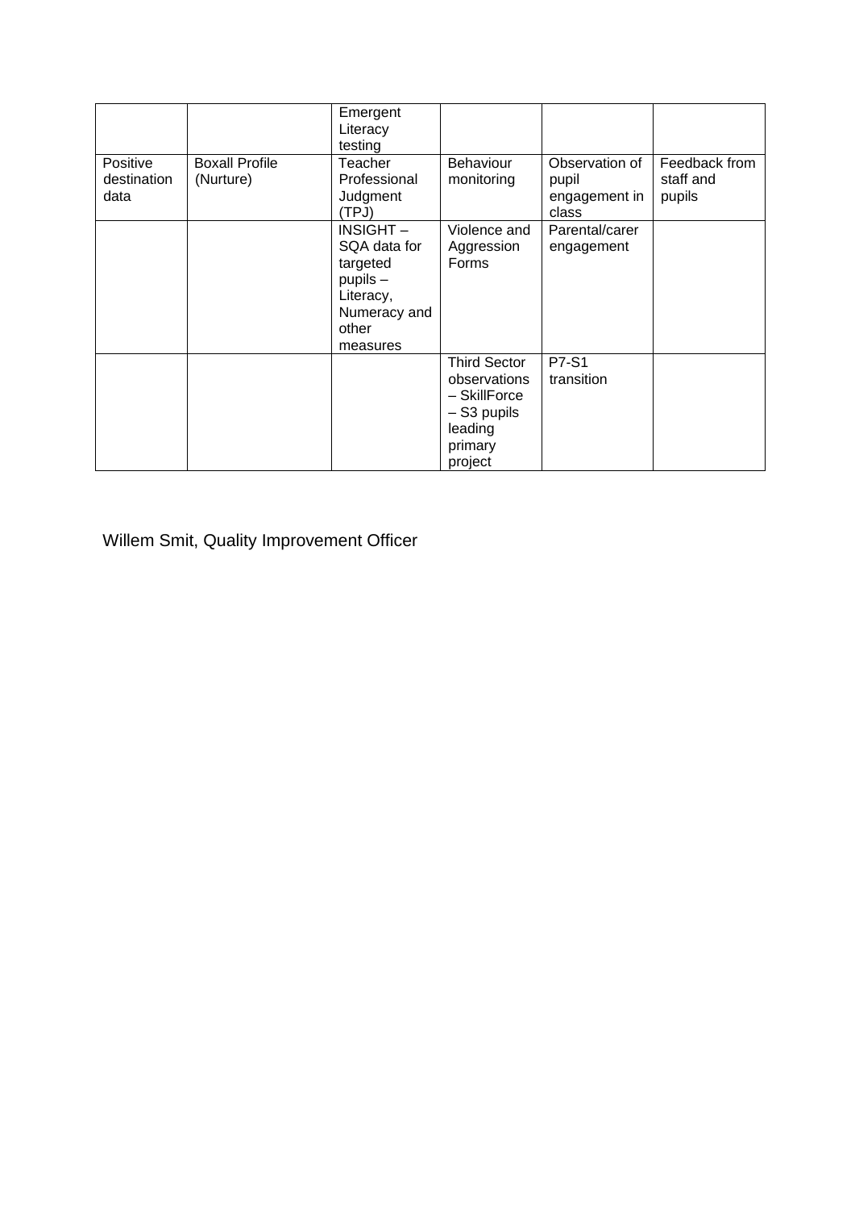| | | | | | |
|---|---|---|---|---|---|
| | | Emergent Literacy testing | | | |
| Positive destination data | Boxall Profile (Nurture) | Teacher Professional Judgment (TPJ) | Behaviour monitoring | Observation of pupil engagement in class | Feedback from staff and pupils |
| | | INSIGHT – SQA data for targeted pupils – Literacy, Numeracy and other measures | Violence and Aggression Forms | Parental/carer engagement | |
| | | | Third Sector observations – SkillForce – S3 pupils leading primary project | P7-S1 transition | |

Willem Smit, Quality Improvement Officer